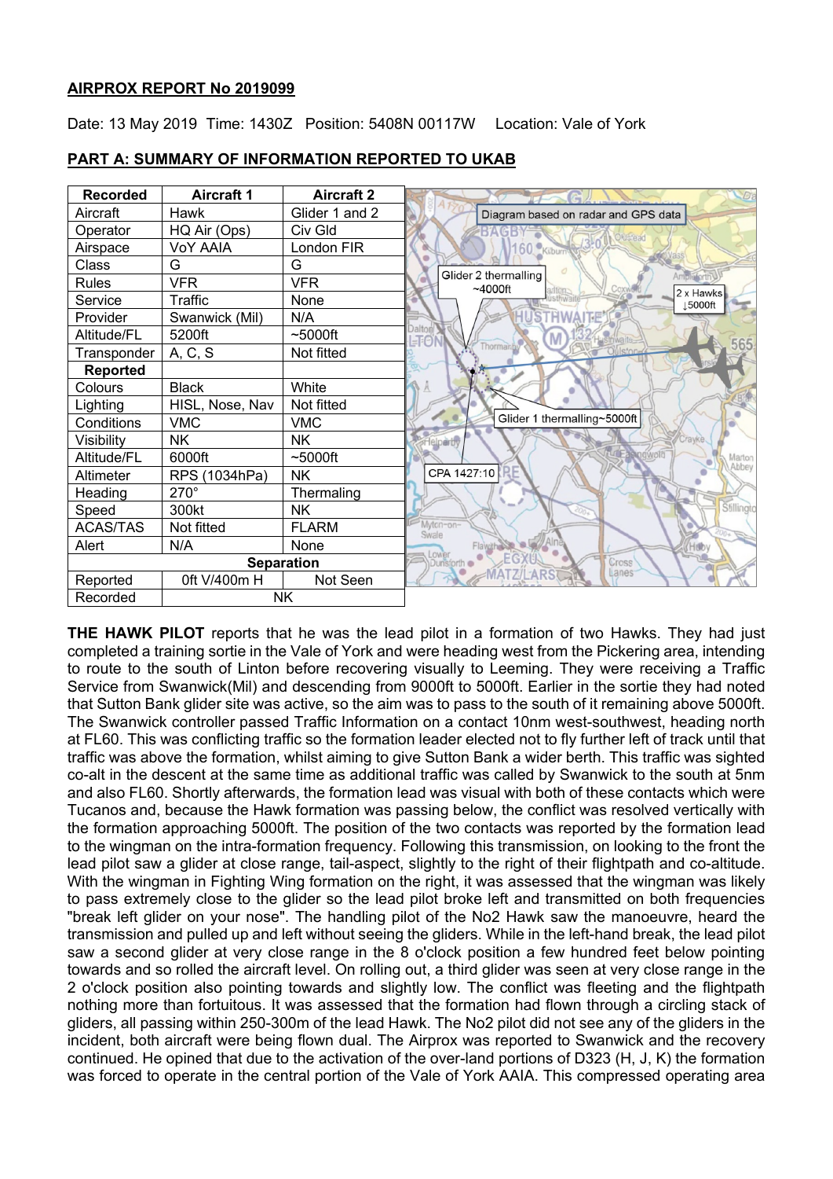**AIRPROX REPORT No 2019099**

Date: 13 May 2019 Time: 1430Z Position: 5408N 00117W Location: Vale of York

**PART A: SUMMARY OF INFORMATION REPORTED TO UKAB**

| Recorded | Aircraft 1 | Aircraft 2 |
|---|---|---|
| Aircraft | Hawk | Glider 1 and 2 |
| Operator | HQ Air (Ops) | Civ Gld |
| Airspace | VoY AAIA | London FIR |
| Class | G | G |
| Rules | VFR | VFR |
| Service | Traffic | None |
| Provider | Swanwick (Mil) | N/A |
| Altitude/FL | 5200ft | ~5000ft |
| Transponder | A, C, S | Not fitted |
| **Reported** | | |
| Colours | Black | White |
| Lighting | HISL, Nose, Nav | Not fitted |
| Conditions | VMC | VMC |
| Visibility | NK | NK |
| Altitude/FL | 6000ft | ~5000ft |
| Altimeter | RPS (1034hPa) | NK |
| Heading | 270° | Thermaling |
| Speed | 300kt | NK |
| ACAS/TAS | Not fitted | FLARM |
| Alert | N/A | None |
| **Separation** | | |
| Reported | 0ft V/400m H | Not Seen |
| Recorded | NK | |

Diagram based on radar and GPS data

Glider 2 thermalling ~4000ft

2 x Hawks ↓5000ft

Glider 1 thermalling~5000ft

CPA 1427:10

**THE HAWK PILOT** reports that he was the lead pilot in a formation of two Hawks. They had just completed a training sortie in the Vale of York and were heading west from the Pickering area, intending to route to the south of Linton before recovering visually to Leeming. They were receiving a Traffic Service from Swanwick(Mil) and descending from 9000ft to 5000ft. Earlier in the sortie they had noted that Sutton Bank glider site was active, so the aim was to pass to the south of it remaining above 5000ft. The Swanwick controller passed Traffic Information on a contact 10nm west-southwest, heading north at FL60. This was conflicting traffic so the formation leader elected not to fly further left of track until that traffic was above the formation, whilst aiming to give Sutton Bank a wider berth. This traffic was sighted co-alt in the descent at the same time as additional traffic was called by Swanwick to the south at 5nm and also FL60. Shortly afterwards, the formation lead was visual with both of these contacts which were Tucanos and, because the Hawk formation was passing below, the conflict was resolved vertically with the formation approaching 5000ft. The position of the two contacts was reported by the formation lead to the wingman on the intra-formation frequency. Following this transmission, on looking to the front the lead pilot saw a glider at close range, tail-aspect, slightly to the right of their flightpath and co-altitude. With the wingman in Fighting Wing formation on the right, it was assessed that the wingman was likely to pass extremely close to the glider so the lead pilot broke left and transmitted on both frequencies "break left glider on your nose". The handling pilot of the No2 Hawk saw the manoeuvre, heard the transmission and pulled up and left without seeing the gliders. While in the left-hand break, the lead pilot saw a second glider at very close range in the 8 o'clock position a few hundred feet below pointing towards and so rolled the aircraft level. On rolling out, a third glider was seen at very close range in the 2 o'clock position also pointing towards and slightly low. The conflict was fleeting and the flightpath nothing more than fortuitous. It was assessed that the formation had flown through a circling stack of gliders, all passing within 250-300m of the lead Hawk. The No2 pilot did not see any of the gliders in the incident, both aircraft were being flown dual. The Airprox was reported to Swanwick and the recovery continued. He opined that due to the activation of the over-land portions of D323 (H, J, K) the formation was forced to operate in the central portion of the Vale of York AAIA. This compressed operating area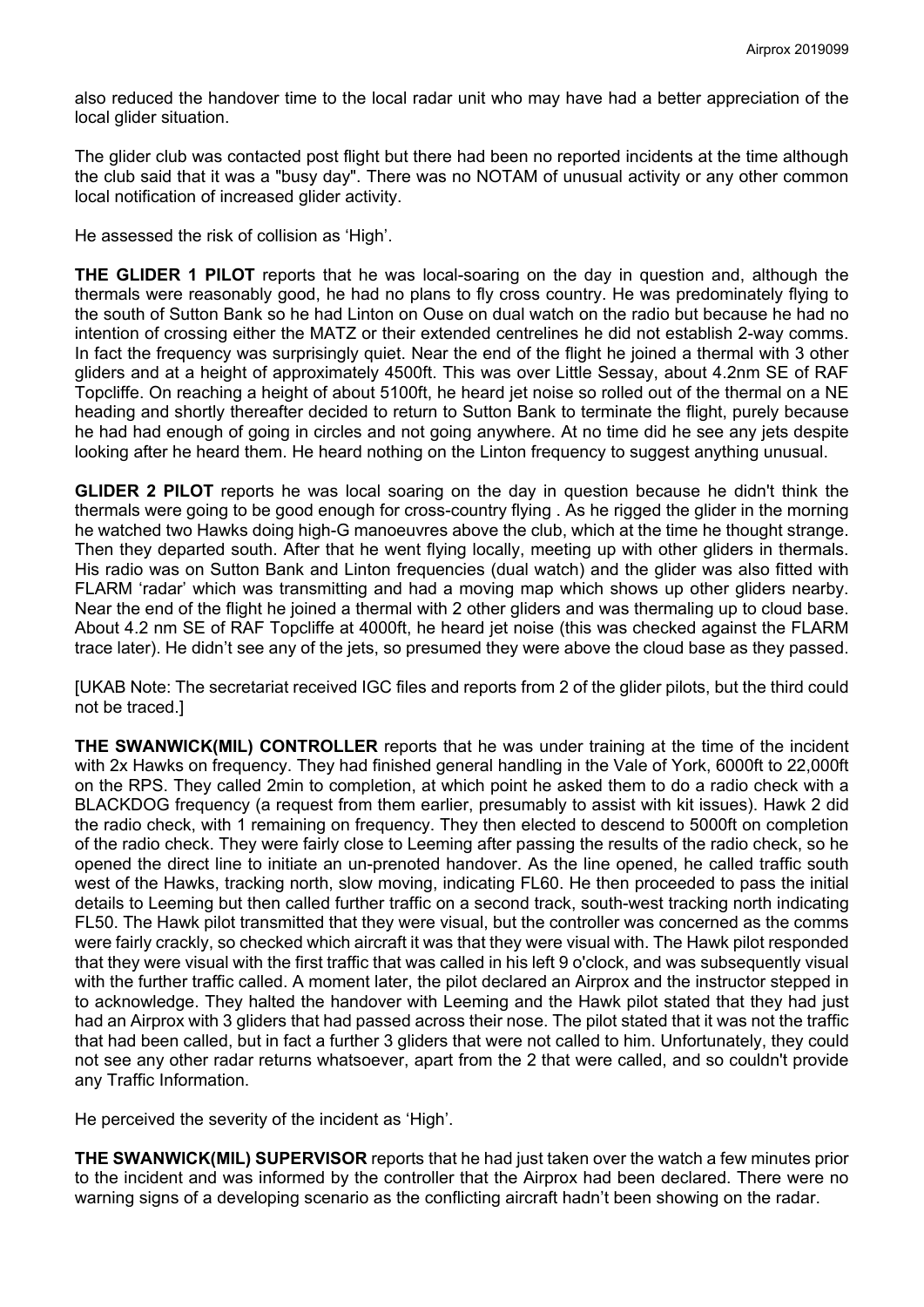also reduced the handover time to the local radar unit who may have had a better appreciation of the local glider situation.

The glider club was contacted post flight but there had been no reported incidents at the time although the club said that it was a "busy day". There was no NOTAM of unusual activity or any other common local notification of increased glider activity.

He assessed the risk of collision as 'High'.

**THE GLIDER 1 PILOT** reports that he was local-soaring on the day in question and, although the thermals were reasonably good, he had no plans to fly cross country. He was predominately flying to the south of Sutton Bank so he had Linton on Ouse on dual watch on the radio but because he had no intention of crossing either the MATZ or their extended centrelines he did not establish 2-way comms. In fact the frequency was surprisingly quiet. Near the end of the flight he joined a thermal with 3 other gliders and at a height of approximately 4500ft. This was over Little Sessay, about 4.2nm SE of RAF Topcliffe. On reaching a height of about 5100ft, he heard jet noise so rolled out of the thermal on a NE heading and shortly thereafter decided to return to Sutton Bank to terminate the flight, purely because he had had enough of going in circles and not going anywhere. At no time did he see any jets despite looking after he heard them. He heard nothing on the Linton frequency to suggest anything unusual.

**GLIDER 2 PILOT** reports he was local soaring on the day in question because he didn't think the thermals were going to be good enough for cross-country flying . As he rigged the glider in the morning he watched two Hawks doing high-G manoeuvres above the club, which at the time he thought strange. Then they departed south. After that he went flying locally, meeting up with other gliders in thermals. His radio was on Sutton Bank and Linton frequencies (dual watch) and the glider was also fitted with FLARM 'radar' which was transmitting and had a moving map which shows up other gliders nearby. Near the end of the flight he joined a thermal with 2 other gliders and was thermaling up to cloud base. About 4.2 nm SE of RAF Topcliffe at 4000ft, he heard jet noise (this was checked against the FLARM trace later). He didn't see any of the jets, so presumed they were above the cloud base as they passed.

[UKAB Note: The secretariat received IGC files and reports from 2 of the glider pilots, but the third could not be traced.]

**THE SWANWICK(MIL) CONTROLLER** reports that he was under training at the time of the incident with 2x Hawks on frequency. They had finished general handling in the Vale of York, 6000ft to 22,000ft on the RPS. They called 2min to completion, at which point he asked them to do a radio check with a BLACKDOG frequency (a request from them earlier, presumably to assist with kit issues). Hawk 2 did the radio check, with 1 remaining on frequency. They then elected to descend to 5000ft on completion of the radio check. They were fairly close to Leeming after passing the results of the radio check, so he opened the direct line to initiate an un-prenoted handover. As the line opened, he called traffic south west of the Hawks, tracking north, slow moving, indicating FL60. He then proceeded to pass the initial details to Leeming but then called further traffic on a second track, south-west tracking north indicating FL50. The Hawk pilot transmitted that they were visual, but the controller was concerned as the comms were fairly crackly, so checked which aircraft it was that they were visual with. The Hawk pilot responded that they were visual with the first traffic that was called in his left 9 o'clock, and was subsequently visual with the further traffic called. A moment later, the pilot declared an Airprox and the instructor stepped in to acknowledge. They halted the handover with Leeming and the Hawk pilot stated that they had just had an Airprox with 3 gliders that had passed across their nose. The pilot stated that it was not the traffic that had been called, but in fact a further 3 gliders that were not called to him. Unfortunately, they could not see any other radar returns whatsoever, apart from the 2 that were called, and so couldn't provide any Traffic Information.

He perceived the severity of the incident as 'High'.

**THE SWANWICK(MIL) SUPERVISOR** reports that he had just taken over the watch a few minutes prior to the incident and was informed by the controller that the Airprox had been declared. There were no warning signs of a developing scenario as the conflicting aircraft hadn't been showing on the radar.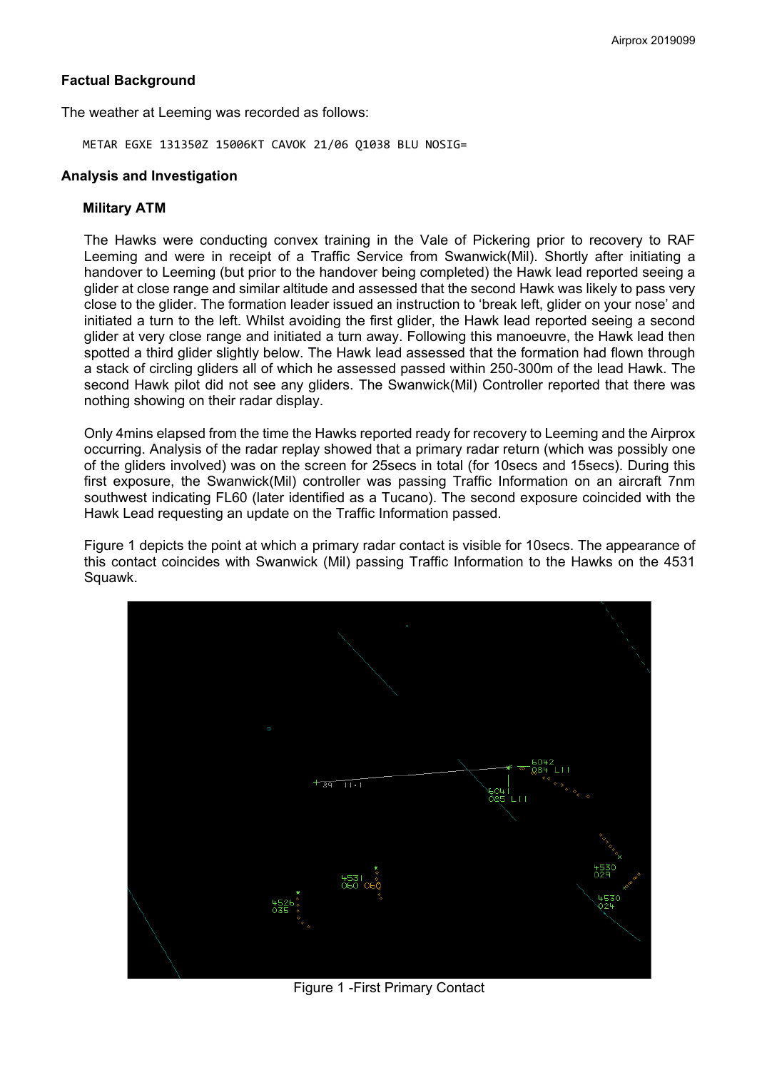## Factual Background

The weather at Leeming was recorded as follows:

```
METAR EGXE 131350Z 15006KT CAVOK 21/06 Q1038 BLU NOSIG=
```

## Analysis and Investigation

### Military ATM

The Hawks were conducting convex training in the Vale of Pickering prior to recovery to RAF Leeming and were in receipt of a Traffic Service from Swanwick(Mil). Shortly after initiating a handover to Leeming (but prior to the handover being completed) the Hawk lead reported seeing a glider at close range and similar altitude and assessed that the second Hawk was likely to pass very close to the glider. The formation leader issued an instruction to 'break left, glider on your nose' and initiated a turn to the left. Whilst avoiding the first glider, the Hawk lead reported seeing a second glider at very close range and initiated a turn away. Following this manoeuvre, the Hawk lead then spotted a third glider slightly below. The Hawk lead assessed that the formation had flown through a stack of circling gliders all of which he assessed passed within 250-300m of the lead Hawk. The second Hawk pilot did not see any gliders. The Swanwick(Mil) Controller reported that there was nothing showing on their radar display.

Only 4mins elapsed from the time the Hawks reported ready for recovery to Leeming and the Airprox occurring. Analysis of the radar replay showed that a primary radar return (which was possibly one of the gliders involved) was on the screen for 25secs in total (for 10secs and 15secs). During this first exposure, the Swanwick(Mil) controller was passing Traffic Information on an aircraft 7nm southwest indicating FL60 (later identified as a Tucano). The second exposure coincided with the Hawk Lead requesting an update on the Traffic Information passed.

Figure 1 depicts the point at which a primary radar contact is visible for 10secs. The appearance of this contact coincides with Swanwick (Mil) passing Traffic Information to the Hawks on the 4531 Squawk.

Figure 1 -First Primary Contact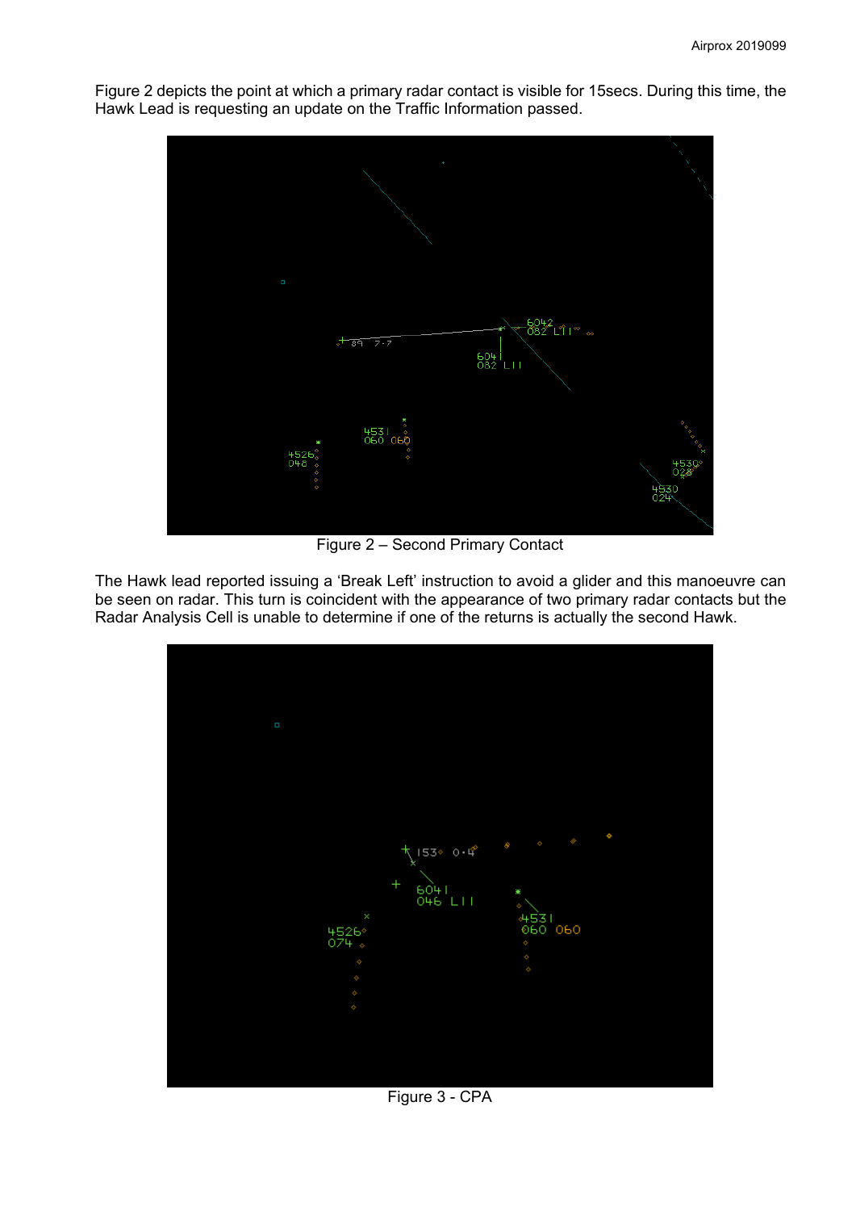Figure 2 depicts the point at which a primary radar contact is visible for 15secs. During this time, the Hawk Lead is requesting an update on the Traffic Information passed.

Figure 2 – Second Primary Contact

The Hawk lead reported issuing a 'Break Left' instruction to avoid a glider and this manoeuvre can be seen on radar. This turn is coincident with the appearance of two primary radar contacts but the Radar Analysis Cell is unable to determine if one of the returns is actually the second Hawk.

Figure 3 - CPA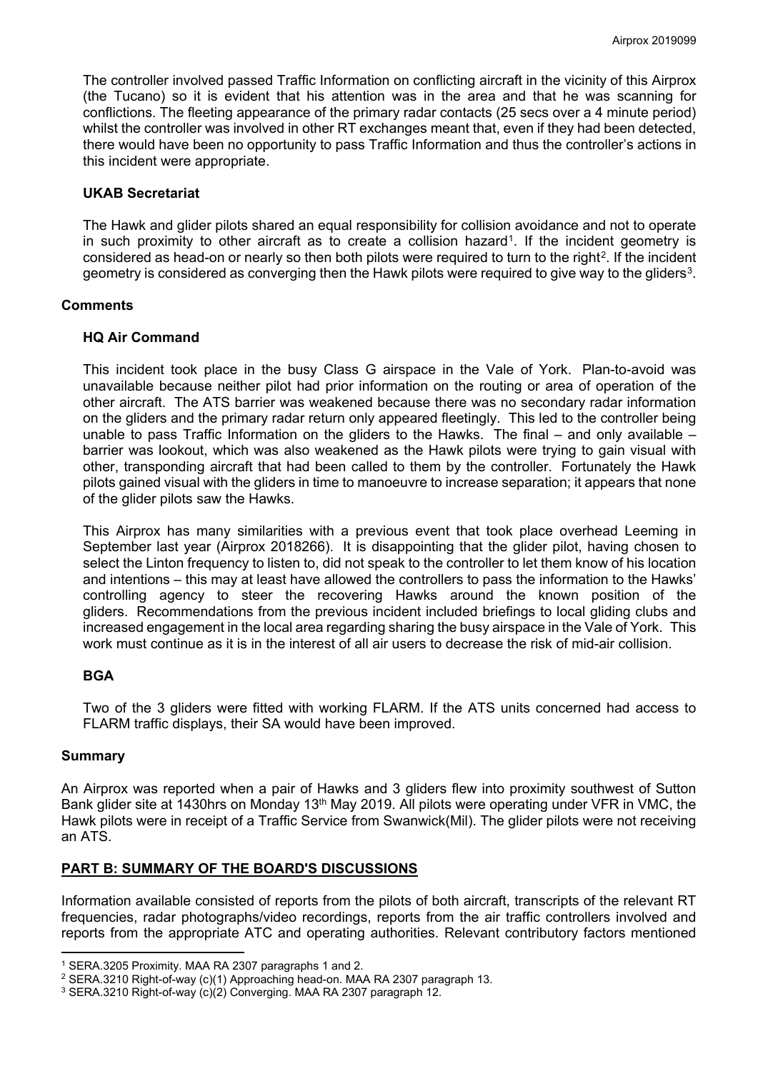The controller involved passed Traffic Information on conflicting aircraft in the vicinity of this Airprox (the Tucano) so it is evident that his attention was in the area and that he was scanning for conflictions. The fleeting appearance of the primary radar contacts (25 secs over a 4 minute period) whilst the controller was involved in other RT exchanges meant that, even if they had been detected, there would have been no opportunity to pass Traffic Information and thus the controller's actions in this incident were appropriate.

### UKAB Secretariat

The Hawk and glider pilots shared an equal responsibility for collision avoidance and not to operate in such proximity to other aircraft as to create a collision hazard[1]. If the incident geometry is considered as head-on or nearly so then both pilots were required to turn to the right[2]. If the incident geometry is considered as converging then the Hawk pilots were required to give way to the gliders[3].

## Comments

### HQ Air Command

This incident took place in the busy Class G airspace in the Vale of York. Plan-to-avoid was unavailable because neither pilot had prior information on the routing or area of operation of the other aircraft. The ATS barrier was weakened because there was no secondary radar information on the gliders and the primary radar return only appeared fleetingly. This led to the controller being unable to pass Traffic Information on the gliders to the Hawks. The final – and only available – barrier was lookout, which was also weakened as the Hawk pilots were trying to gain visual with other, transponding aircraft that had been called to them by the controller. Fortunately the Hawk pilots gained visual with the gliders in time to manoeuvre to increase separation; it appears that none of the glider pilots saw the Hawks.

This Airprox has many similarities with a previous event that took place overhead Leeming in September last year (Airprox 2018266). It is disappointing that the glider pilot, having chosen to select the Linton frequency to listen to, did not speak to the controller to let them know of his location and intentions – this may at least have allowed the controllers to pass the information to the Hawks' controlling agency to steer the recovering Hawks around the known position of the gliders. Recommendations from the previous incident included briefings to local gliding clubs and increased engagement in the local area regarding sharing the busy airspace in the Vale of York. This work must continue as it is in the interest of all air users to decrease the risk of mid-air collision.

### BGA

Two of the 3 gliders were fitted with working FLARM. If the ATS units concerned had access to FLARM traffic displays, their SA would have been improved.

## Summary

An Airprox was reported when a pair of Hawks and 3 gliders flew into proximity southwest of Sutton Bank glider site at 1430hrs on Monday 13th May 2019. All pilots were operating under VFR in VMC, the Hawk pilots were in receipt of a Traffic Service from Swanwick(Mil). The glider pilots were not receiving an ATS.

## PART B: SUMMARY OF THE BOARD'S DISCUSSIONS

Information available consisted of reports from the pilots of both aircraft, transcripts of the relevant RT frequencies, radar photographs/video recordings, reports from the air traffic controllers involved and reports from the appropriate ATC and operating authorities. Relevant contributory factors mentioned

---

[1] SERA.3205 Proximity. MAA RA 2307 paragraphs 1 and 2.

[2] SERA.3210 Right-of-way (c)(1) Approaching head-on. MAA RA 2307 paragraph 13.

[3] SERA.3210 Right-of-way (c)(2) Converging. MAA RA 2307 paragraph 12.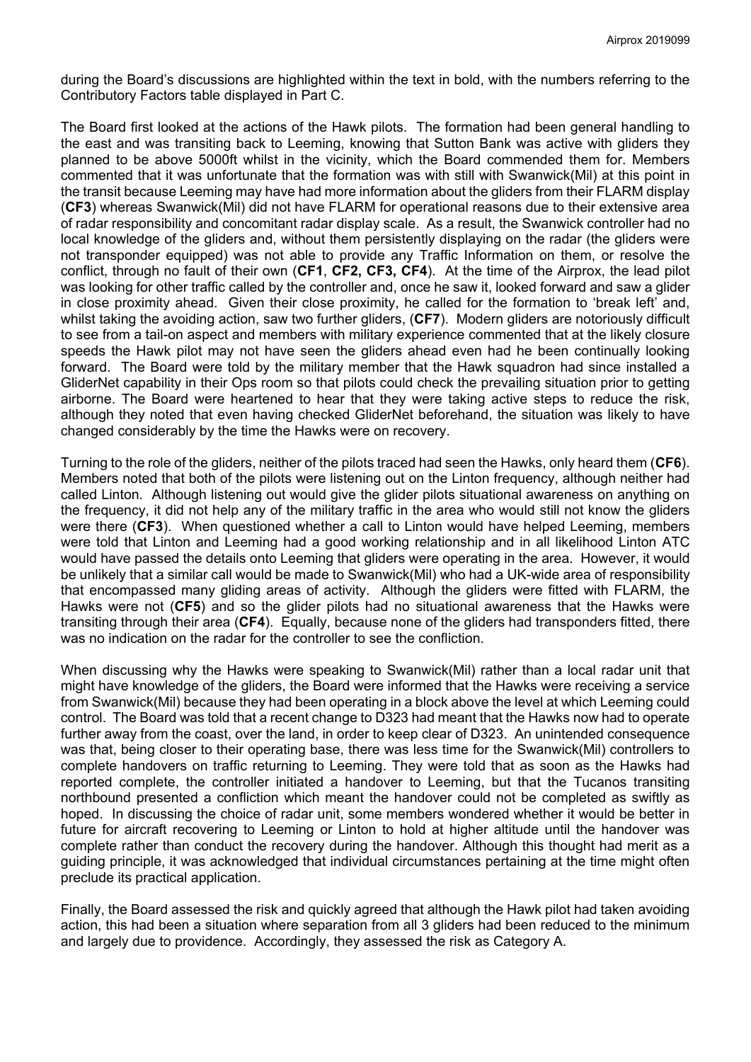during the Board's discussions are highlighted within the text in bold, with the numbers referring to the Contributory Factors table displayed in Part C.

The Board first looked at the actions of the Hawk pilots. The formation had been general handling to the east and was transiting back to Leeming, knowing that Sutton Bank was active with gliders they planned to be above 5000ft whilst in the vicinity, which the Board commended them for. Members commented that it was unfortunate that the formation was with still with Swanwick(Mil) at this point in the transit because Leeming may have had more information about the gliders from their FLARM display (**CF3**) whereas Swanwick(Mil) did not have FLARM for operational reasons due to their extensive area of radar responsibility and concomitant radar display scale. As a result, the Swanwick controller had no local knowledge of the gliders and, without them persistently displaying on the radar (the gliders were not transponder equipped) was not able to provide any Traffic Information on them, or resolve the conflict, through no fault of their own (**CF1**, **CF2, CF3, CF4**). At the time of the Airprox, the lead pilot was looking for other traffic called by the controller and, once he saw it, looked forward and saw a glider in close proximity ahead. Given their close proximity, he called for the formation to 'break left' and, whilst taking the avoiding action, saw two further gliders, (**CF7**). Modern gliders are notoriously difficult to see from a tail-on aspect and members with military experience commented that at the likely closure speeds the Hawk pilot may not have seen the gliders ahead even had he been continually looking forward. The Board were told by the military member that the Hawk squadron had since installed a GliderNet capability in their Ops room so that pilots could check the prevailing situation prior to getting airborne. The Board were heartened to hear that they were taking active steps to reduce the risk, although they noted that even having checked GliderNet beforehand, the situation was likely to have changed considerably by the time the Hawks were on recovery.

Turning to the role of the gliders, neither of the pilots traced had seen the Hawks, only heard them (**CF6**). Members noted that both of the pilots were listening out on the Linton frequency, although neither had called Linton. Although listening out would give the glider pilots situational awareness on anything on the frequency, it did not help any of the military traffic in the area who would still not know the gliders were there (**CF3**). When questioned whether a call to Linton would have helped Leeming, members were told that Linton and Leeming had a good working relationship and in all likelihood Linton ATC would have passed the details onto Leeming that gliders were operating in the area. However, it would be unlikely that a similar call would be made to Swanwick(Mil) who had a UK-wide area of responsibility that encompassed many gliding areas of activity. Although the gliders were fitted with FLARM, the Hawks were not (**CF5**) and so the glider pilots had no situational awareness that the Hawks were transiting through their area (**CF4**). Equally, because none of the gliders had transponders fitted, there was no indication on the radar for the controller to see the confliction.

When discussing why the Hawks were speaking to Swanwick(Mil) rather than a local radar unit that might have knowledge of the gliders, the Board were informed that the Hawks were receiving a service from Swanwick(Mil) because they had been operating in a block above the level at which Leeming could control. The Board was told that a recent change to D323 had meant that the Hawks now had to operate further away from the coast, over the land, in order to keep clear of D323. An unintended consequence was that, being closer to their operating base, there was less time for the Swanwick(Mil) controllers to complete handovers on traffic returning to Leeming. They were told that as soon as the Hawks had reported complete, the controller initiated a handover to Leeming, but that the Tucanos transiting northbound presented a confliction which meant the handover could not be completed as swiftly as hoped. In discussing the choice of radar unit, some members wondered whether it would be better in future for aircraft recovering to Leeming or Linton to hold at higher altitude until the handover was complete rather than conduct the recovery during the handover. Although this thought had merit as a guiding principle, it was acknowledged that individual circumstances pertaining at the time might often preclude its practical application.

Finally, the Board assessed the risk and quickly agreed that although the Hawk pilot had taken avoiding action, this had been a situation where separation from all 3 gliders had been reduced to the minimum and largely due to providence. Accordingly, they assessed the risk as Category A.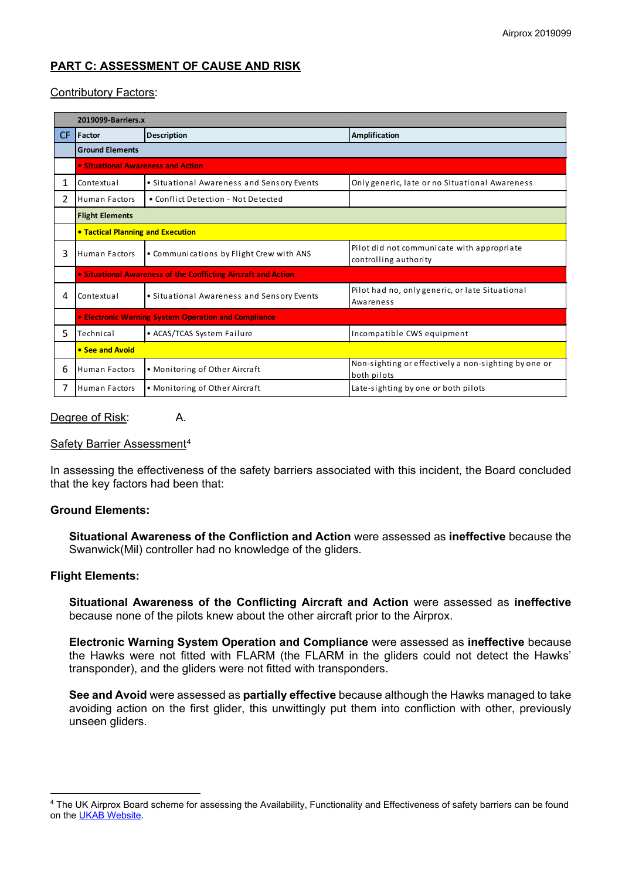## PART C: ASSESSMENT OF CAUSE AND RISK

Contributory Factors:

| | 2019099-Barriers.x | | |
|---|---|---|---|
| CF | Factor | Description | Amplification |
| | **Ground Elements** | | |
| | • Situational Awareness and Action | | |
| 1 | Contextual | • Situational Awareness and Sensory Events | Only generic, late or no Situational Awareness |
| 2 | Human Factors | • Conflict Detection - Not Detected | |
| | **Flight Elements** | | |
| | • Tactical Planning and Execution | | |
| 3 | Human Factors | • Communications by Flight Crew with ANS | Pilot did not communicate with appropriate controlling authority |
| | • Situational Awareness of the Conflicting Aircraft and Action | | |
| 4 | Contextual | • Situational Awareness and Sensory Events | Pilot had no, only generic, or late Situational Awareness |
| | • Electronic Warning System Operation and Compliance | | |
| 5 | Technical | • ACAS/TCAS System Failure | Incompatible CWS equipment |
| | • See and Avoid | | |
| 6 | Human Factors | • Monitoring of Other Aircraft | Non-sighting or effectively a non-sighting by one or both pilots |
| 7 | Human Factors | • Monitoring of Other Aircraft | Late-sighting by one or both pilots |

Degree of Risk: A.

Safety Barrier Assessment[4]

In assessing the effectiveness of the safety barriers associated with this incident, the Board concluded that the key factors had been that:

**Ground Elements:**

**Situational Awareness of the Confliction and Action** were assessed as **ineffective** because the Swanwick(Mil) controller had no knowledge of the gliders.

**Flight Elements:**

**Situational Awareness of the Conflicting Aircraft and Action** were assessed as **ineffective** because none of the pilots knew about the other aircraft prior to the Airprox.

**Electronic Warning System Operation and Compliance** were assessed as **ineffective** because the Hawks were not fitted with FLARM (the FLARM in the gliders could not detect the Hawks' transponder), and the gliders were not fitted with transponders.

**See and Avoid** were assessed as **partially effective** because although the Hawks managed to take avoiding action on the first glider, this unwittingly put them into confliction with other, previously unseen gliders.

---

[4] The UK Airprox Board scheme for assessing the Availability, Functionality and Effectiveness of safety barriers can be found on the UKAB Website.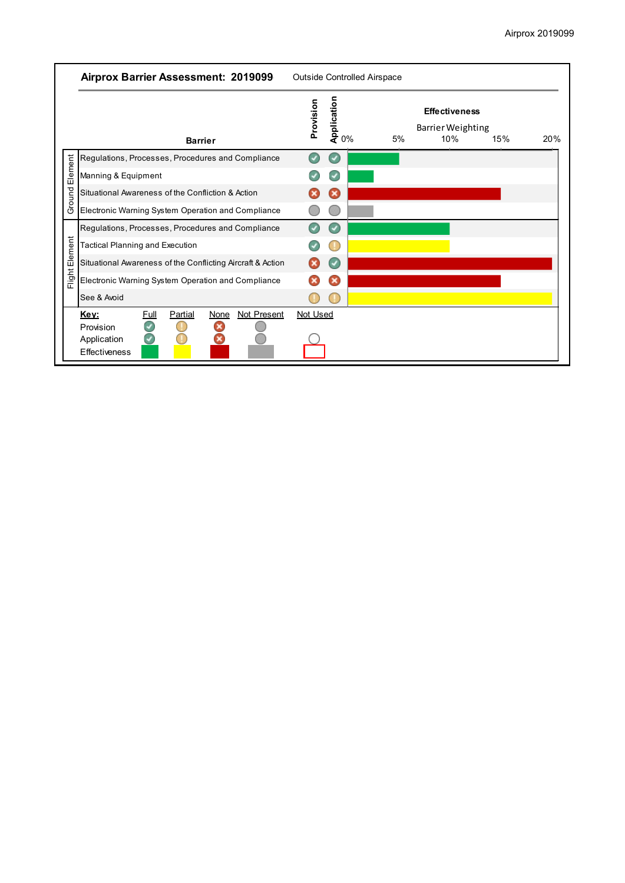## Airprox Barrier Assessment: 2019099

Outside Controlled Airspace

| Element | Barrier | Provision | Application |
|---|---|---|---|
| Ground Element | Regulations, Processes, Procedures and Compliance | Full | Full |
| | Manning & Equipment | Full | Full |
| | Situational Awareness of the Confliction & Action | None | None |
| | Electronic Warning System Operation and Compliance | Not Present | Not Present |
| Flight Element | Regulations, Processes, Procedures and Compliance | Full | Full |
| | Tactical Planning and Execution | Full | Partial |
| | Situational Awareness of the Conflicting Aircraft & Action | None | Full |
| | Electronic Warning System Operation and Compliance | None | None |
| | See & Avoid | Partial | Partial |

Effectiveness

Barrier Weighting

0% 5% 10% 15% 20%

**Key:**

| | Full | Partial | None | Not Present | Not Used |
|---|---|---|---|---|---|
| Provision | | | | | |
| Application | | | | | |
| Effectiveness | | | | | |